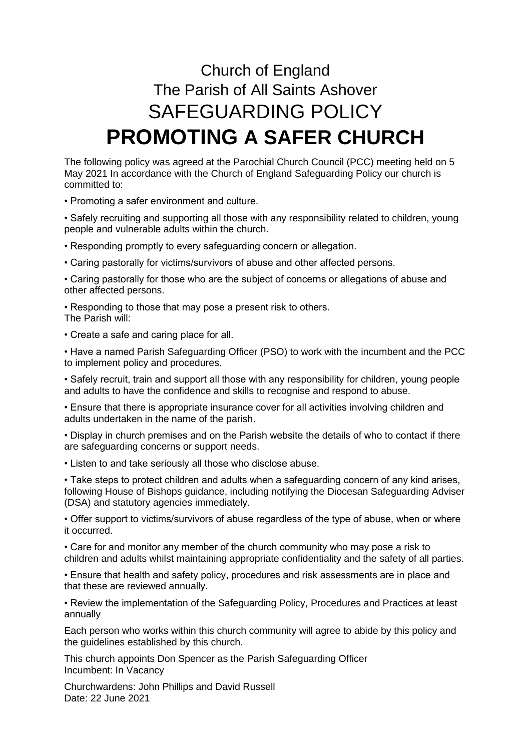# Church of England
## The Parish of All Saints Ashover
## SAFEGUARDING POLICY
# **PROMOTING A SAFER CHURCH**

The following policy was agreed at the Parochial Church Council (PCC) meeting held on 5 May 2021 In accordance with the Church of England Safeguarding Policy our church is committed to:

• Promoting a safer environment and culture.

• Safely recruiting and supporting all those with any responsibility related to children, young people and vulnerable adults within the church.

• Responding promptly to every safeguarding concern or allegation.

• Caring pastorally for victims/survivors of abuse and other affected persons.

• Caring pastorally for those who are the subject of concerns or allegations of abuse and other affected persons.

• Responding to those that may pose a present risk to others.
The Parish will:

• Create a safe and caring place for all.

• Have a named Parish Safeguarding Officer (PSO) to work with the incumbent and the PCC to implement policy and procedures.

• Safely recruit, train and support all those with any responsibility for children, young people and adults to have the confidence and skills to recognise and respond to abuse.

• Ensure that there is appropriate insurance cover for all activities involving children and adults undertaken in the name of the parish.

• Display in church premises and on the Parish website the details of who to contact if there are safeguarding concerns or support needs.

• Listen to and take seriously all those who disclose abuse.

• Take steps to protect children and adults when a safeguarding concern of any kind arises, following House of Bishops guidance, including notifying the Diocesan Safeguarding Adviser (DSA) and statutory agencies immediately.

• Offer support to victims/survivors of abuse regardless of the type of abuse, when or where it occurred.

• Care for and monitor any member of the church community who may pose a risk to children and adults whilst maintaining appropriate confidentiality and the safety of all parties.

• Ensure that health and safety policy, procedures and risk assessments are in place and that these are reviewed annually.

• Review the implementation of the Safeguarding Policy, Procedures and Practices at least annually

Each person who works within this church community will agree to abide by this policy and the guidelines established by this church.

This church appoints Don Spencer as the Parish Safeguarding Officer
Incumbent: In Vacancy

Churchwardens: John Phillips and David Russell
Date: 22 June 2021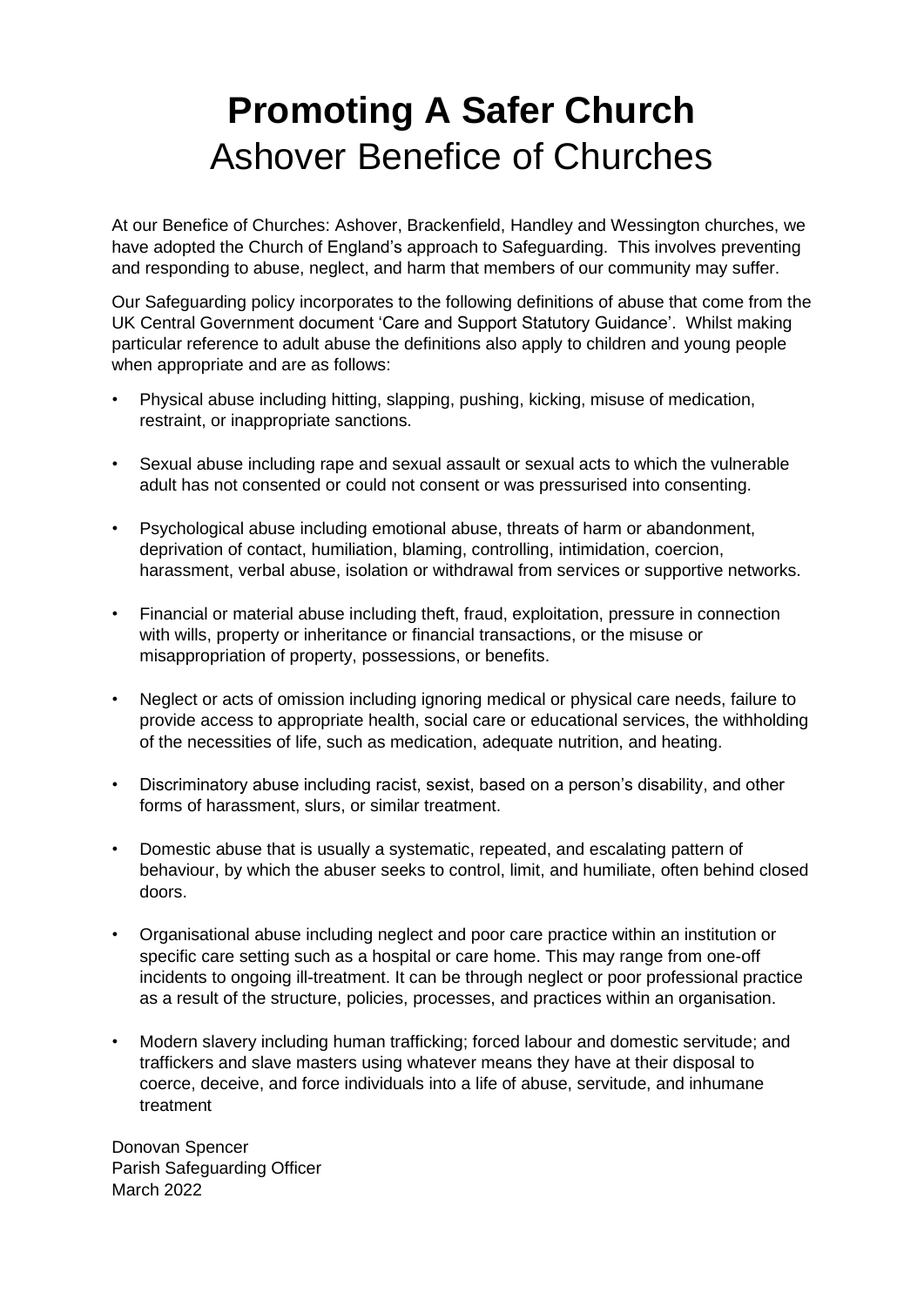# **Promoting A Safer Church**

## Ashover Benefice of Churches

At our Benefice of Churches: Ashover, Brackenfield, Handley and Wessington churches, we have adopted the Church of England's approach to Safeguarding. This involves preventing and responding to abuse, neglect, and harm that members of our community may suffer.

Our Safeguarding policy incorporates to the following definitions of abuse that come from the UK Central Government document 'Care and Support Statutory Guidance'. Whilst making particular reference to adult abuse the definitions also apply to children and young people when appropriate and are as follows:

- Physical abuse including hitting, slapping, pushing, kicking, misuse of medication, restraint, or inappropriate sanctions.
- Sexual abuse including rape and sexual assault or sexual acts to which the vulnerable adult has not consented or could not consent or was pressurised into consenting.
- Psychological abuse including emotional abuse, threats of harm or abandonment, deprivation of contact, humiliation, blaming, controlling, intimidation, coercion, harassment, verbal abuse, isolation or withdrawal from services or supportive networks.
- Financial or material abuse including theft, fraud, exploitation, pressure in connection with wills, property or inheritance or financial transactions, or the misuse or misappropriation of property, possessions, or benefits.
- Neglect or acts of omission including ignoring medical or physical care needs, failure to provide access to appropriate health, social care or educational services, the withholding of the necessities of life, such as medication, adequate nutrition, and heating.
- Discriminatory abuse including racist, sexist, based on a person's disability, and other forms of harassment, slurs, or similar treatment.
- Domestic abuse that is usually a systematic, repeated, and escalating pattern of behaviour, by which the abuser seeks to control, limit, and humiliate, often behind closed doors.
- Organisational abuse including neglect and poor care practice within an institution or specific care setting such as a hospital or care home. This may range from one-off incidents to ongoing ill-treatment. It can be through neglect or poor professional practice as a result of the structure, policies, processes, and practices within an organisation.
- Modern slavery including human trafficking; forced labour and domestic servitude; and traffickers and slave masters using whatever means they have at their disposal to coerce, deceive, and force individuals into a life of abuse, servitude, and inhumane treatment

Donovan Spencer
Parish Safeguarding Officer
March 2022